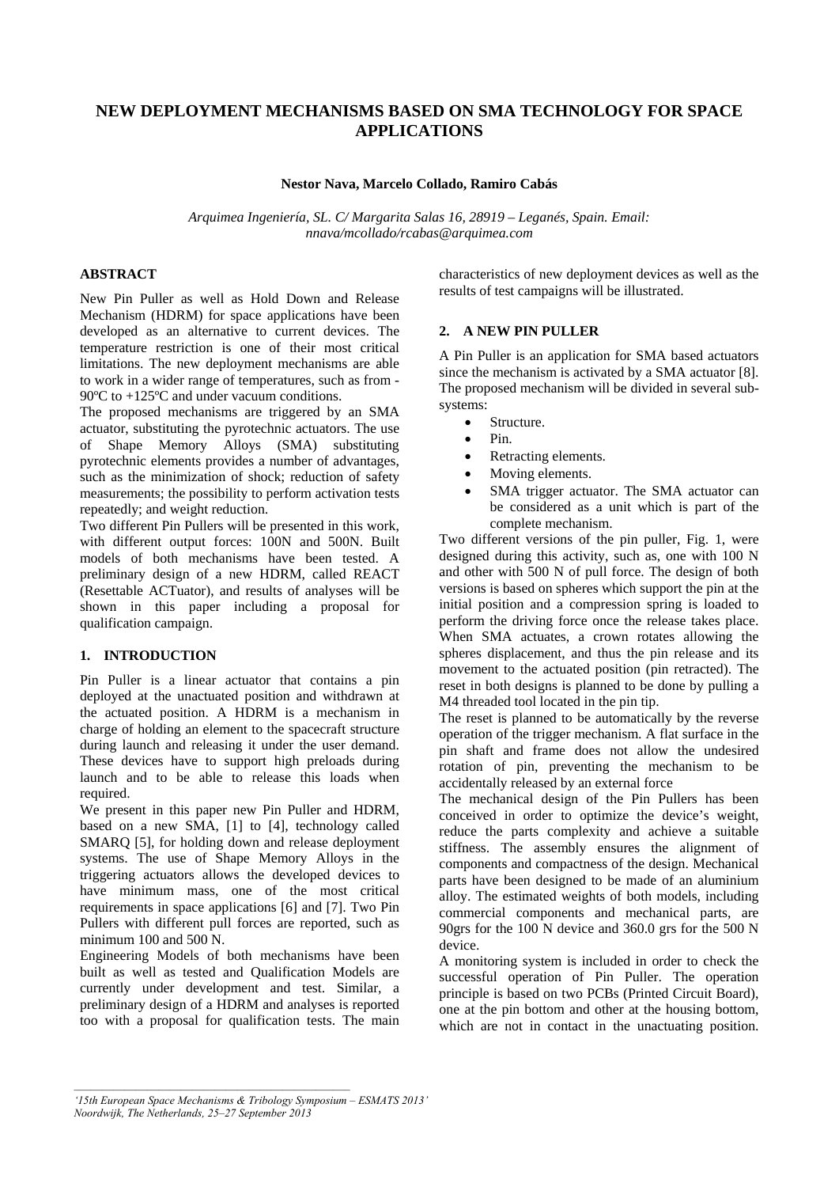# NEW DEPLOYMENT MECHANISMS BASED ON SMA TECHNOLOGY FOR SPACE APPLICATIONS

**Nestor Nava, Marcelo Collado, Ramiro Cabás**

*Arquimea Ingeniería, SL. C/ Margarita Salas 16, 28919 – Leganés, Spain. Email: nnava/mcollado/rcabas@arquimea.com*

## ABSTRACT

New Pin Puller as well as Hold Down and Release Mechanism (HDRM) for space applications have been developed as an alternative to current devices. The temperature restriction is one of their most critical limitations. The new deployment mechanisms are able to work in a wider range of temperatures, such as from -90ºC to +125ºC and under vacuum conditions.

The proposed mechanisms are triggered by an SMA actuator, substituting the pyrotechnic actuators. The use of Shape Memory Alloys (SMA) substituting pyrotechnic elements provides a number of advantages, such as the minimization of shock; reduction of safety measurements; the possibility to perform activation tests repeatedly; and weight reduction.

Two different Pin Pullers will be presented in this work, with different output forces: 100N and 500N. Built models of both mechanisms have been tested. A preliminary design of a new HDRM, called REACT (Resettable ACTuator), and results of analyses will be shown in this paper including a proposal for qualification campaign.

## 1. INTRODUCTION

Pin Puller is a linear actuator that contains a pin deployed at the unactuated position and withdrawn at the actuated position. A HDRM is a mechanism in charge of holding an element to the spacecraft structure during launch and releasing it under the user demand. These devices have to support high preloads during launch and to be able to release this loads when required.

We present in this paper new Pin Puller and HDRM, based on a new SMA, [1] to [4], technology called SMARQ [5], for holding down and release deployment systems. The use of Shape Memory Alloys in the triggering actuators allows the developed devices to have minimum mass, one of the most critical requirements in space applications [6] and [7]. Two Pin Pullers with different pull forces are reported, such as minimum 100 and 500 N.

Engineering Models of both mechanisms have been built as well as tested and Qualification Models are currently under development and test. Similar, a preliminary design of a HDRM and analyses is reported too with a proposal for qualification tests. The main characteristics of new deployment devices as well as the results of test campaigns will be illustrated.

## 2. A NEW PIN PULLER

A Pin Puller is an application for SMA based actuators since the mechanism is activated by a SMA actuator [8]. The proposed mechanism will be divided in several sub-systems:

- Structure.
- Pin.
- Retracting elements.
- Moving elements.
- SMA trigger actuator. The SMA actuator can be considered as a unit which is part of the complete mechanism.

Two different versions of the pin puller, Fig. 1, were designed during this activity, such as, one with 100 N and other with 500 N of pull force. The design of both versions is based on spheres which support the pin at the initial position and a compression spring is loaded to perform the driving force once the release takes place. When SMA actuates, a crown rotates allowing the spheres displacement, and thus the pin release and its movement to the actuated position (pin retracted). The reset in both designs is planned to be done by pulling a M4 threaded tool located in the pin tip.

The reset is planned to be automatically by the reverse operation of the trigger mechanism. A flat surface in the pin shaft and frame does not allow the undesired rotation of pin, preventing the mechanism to be accidentally released by an external force

The mechanical design of the Pin Pullers has been conceived in order to optimize the device's weight, reduce the parts complexity and achieve a suitable stiffness. The assembly ensures the alignment of components and compactness of the design. Mechanical parts have been designed to be made of an aluminium alloy. The estimated weights of both models, including commercial components and mechanical parts, are 90grs for the 100 N device and 360.0 grs for the 500 N device.

A monitoring system is included in order to check the successful operation of Pin Puller. The operation principle is based on two PCBs (Printed Circuit Board), one at the pin bottom and other at the housing bottom, which are not in contact in the unactuating position.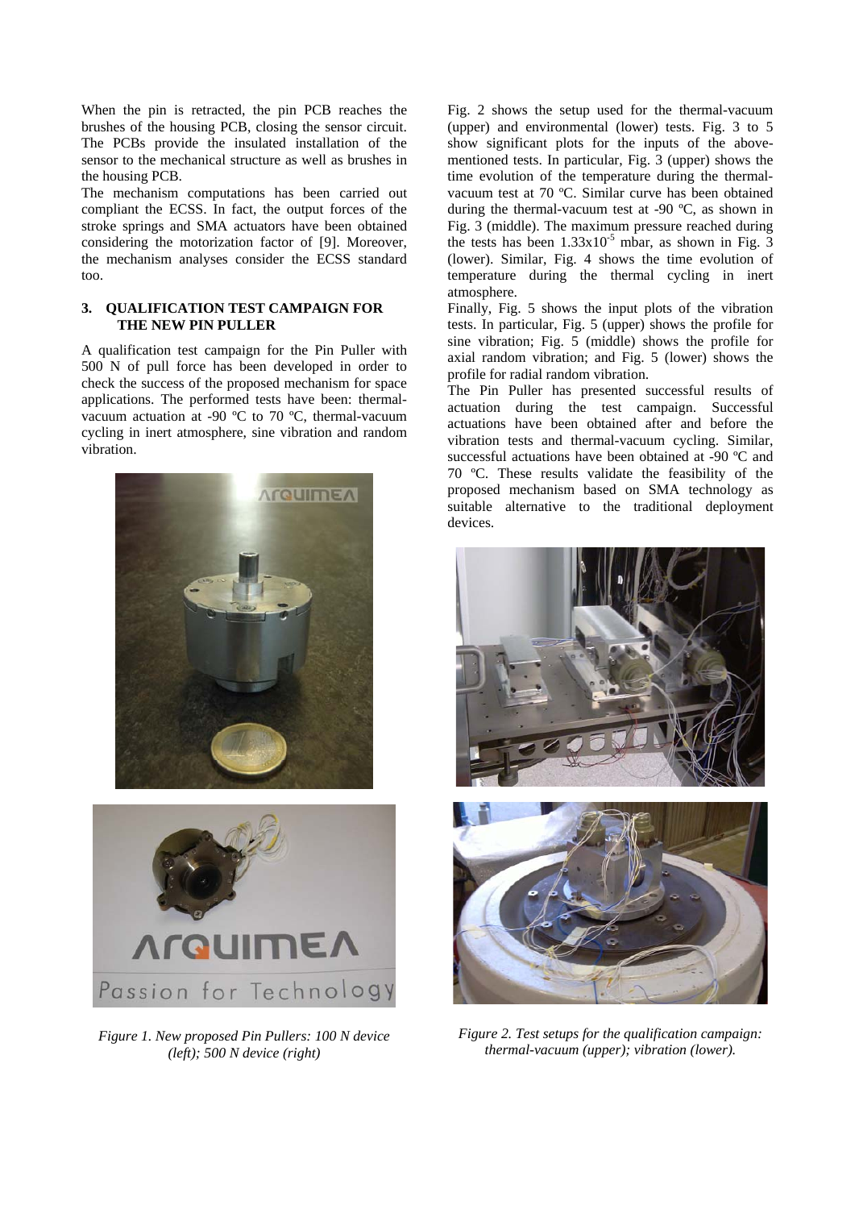When the pin is retracted, the pin PCB reaches the brushes of the housing PCB, closing the sensor circuit. The PCBs provide the insulated installation of the sensor to the mechanical structure as well as brushes in the housing PCB.

The mechanism computations has been carried out compliant the ECSS. In fact, the output forces of the stroke springs and SMA actuators have been obtained considering the motorization factor of [9]. Moreover, the mechanism analyses consider the ECSS standard too.

## 3. QUALIFICATION TEST CAMPAIGN FOR THE NEW PIN PULLER

A qualification test campaign for the Pin Puller with 500 N of pull force has been developed in order to check the success of the proposed mechanism for space applications. The performed tests have been: thermal-vacuum actuation at -90 ºC to 70 ºC, thermal-vacuum cycling in inert atmosphere, sine vibration and random vibration.

*Figure 1. New proposed Pin Pullers: 100 N device (left); 500 N device (right)*

Fig. 2 shows the setup used for the thermal-vacuum (upper) and environmental (lower) tests. Fig. 3 to 5 show significant plots for the inputs of the above-mentioned tests. In particular, Fig. 3 (upper) shows the time evolution of the temperature during the thermal-vacuum test at 70 ºC. Similar curve has been obtained during the thermal-vacuum test at -90 ºC, as shown in Fig. 3 (middle). The maximum pressure reached during the tests has been $1.33 \times 10^{-5}$ mbar, as shown in Fig. 3 (lower). Similar, Fig. 4 shows the time evolution of temperature during the thermal cycling in inert atmosphere.

Finally, Fig. 5 shows the input plots of the vibration tests. In particular, Fig. 5 (upper) shows the profile for sine vibration; Fig. 5 (middle) shows the profile for axial random vibration; and Fig. 5 (lower) shows the profile for radial random vibration.

The Pin Puller has presented successful results of actuation during the test campaign. Successful actuations have been obtained after and before the vibration tests and thermal-vacuum cycling. Similar, successful actuations have been obtained at -90 ºC and 70 ºC. These results validate the feasibility of the proposed mechanism based on SMA technology as suitable alternative to the traditional deployment devices.

*Figure 2. Test setups for the qualification campaign: thermal-vacuum (upper); vibration (lower).*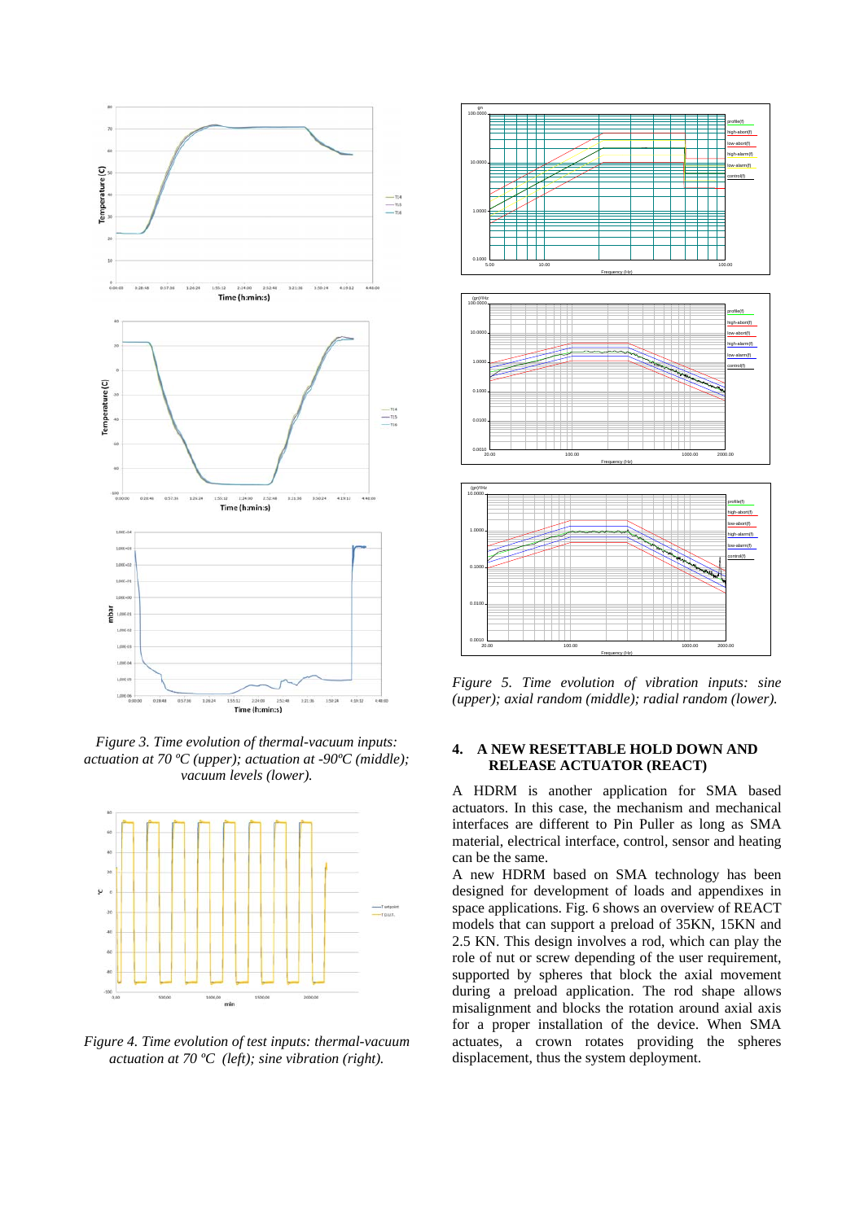*Figure 3. Time evolution of thermal-vacuum inputs: actuation at 70 ºC (upper); actuation at -90ºC (middle); vacuum levels (lower).*

*Figure 4. Time evolution of test inputs: thermal-vacuum actuation at 70 ºC (left); sine vibration (right).*

*Figure 5. Time evolution of vibration inputs: sine (upper); axial random (middle); radial random (lower).*

## 4. A NEW RESETTABLE HOLD DOWN AND RELEASE ACTUATOR (REACT)

A HDRM is another application for SMA based actuators. In this case, the mechanism and mechanical interfaces are different to Pin Puller as long as SMA material, electrical interface, control, sensor and heating can be the same.

A new HDRM based on SMA technology has been designed for development of loads and appendixes in space applications. Fig. 6 shows an overview of REACT models that can support a preload of 35KN, 15KN and 2.5 KN. This design involves a rod, which can play the role of nut or screw depending of the user requirement, supported by spheres that block the axial movement during a preload application. The rod shape allows misalignment and blocks the rotation around axial axis for a proper installation of the device. When SMA actuates, a crown rotates providing the spheres displacement, thus the system deployment.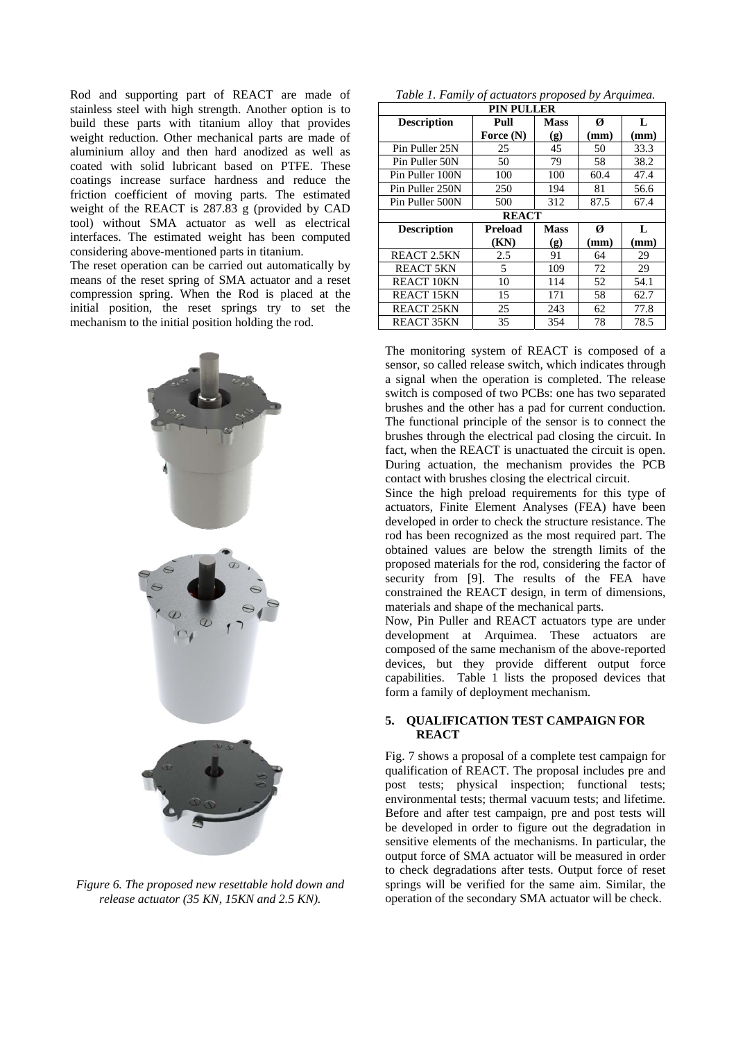Rod and supporting part of REACT are made of stainless steel with high strength. Another option is to build these parts with titanium alloy that provides weight reduction. Other mechanical parts are made of aluminium alloy and then hard anodized as well as coated with solid lubricant based on PTFE. These coatings increase surface hardness and reduce the friction coefficient of moving parts. The estimated weight of the REACT is 287.83 g (provided by CAD tool) without SMA actuator as well as electrical interfaces. The estimated weight has been computed considering above-mentioned parts in titanium.

The reset operation can be carried out automatically by means of the reset spring of SMA actuator and a reset compression spring. When the Rod is placed at the initial position, the reset springs try to set the mechanism to the initial position holding the rod.

*Figure 6. The proposed new resettable hold down and release actuator (35 KN, 15KN and 2.5 KN).*

*Table 1. Family of actuators proposed by Arquimea.*

| **PIN PULLER** | | | | |
|---|---|---|---|---|
| **Description** | **Pull Force (N)** | **Mass (g)** | **Ø (mm)** | **L (mm)** |
| Pin Puller 25N | 25 | 45 | 50 | 33.3 |
| Pin Puller 50N | 50 | 79 | 58 | 38.2 |
| Pin Puller 100N | 100 | 100 | 60.4 | 47.4 |
| Pin Puller 250N | 250 | 194 | 81 | 56.6 |
| Pin Puller 500N | 500 | 312 | 87.5 | 67.4 |
| **REACT** | | | | |
| **Description** | **Preload (KN)** | **Mass (g)** | **Ø (mm)** | **L (mm)** |
| REACT 2.5KN | 2.5 | 91 | 64 | 29 |
| REACT 5KN | 5 | 109 | 72 | 29 |
| REACT 10KN | 10 | 114 | 52 | 54.1 |
| REACT 15KN | 15 | 171 | 58 | 62.7 |
| REACT 25KN | 25 | 243 | 62 | 77.8 |
| REACT 35KN | 35 | 354 | 78 | 78.5 |

The monitoring system of REACT is composed of a sensor, so called release switch, which indicates through a signal when the operation is completed. The release switch is composed of two PCBs: one has two separated brushes and the other has a pad for current conduction. The functional principle of the sensor is to connect the brushes through the electrical pad closing the circuit. In fact, when the REACT is unactuated the circuit is open. During actuation, the mechanism provides the PCB contact with brushes closing the electrical circuit.

Since the high preload requirements for this type of actuators, Finite Element Analyses (FEA) have been developed in order to check the structure resistance. The rod has been recognized as the most required part. The obtained values are below the strength limits of the proposed materials for the rod, considering the factor of security from [9]. The results of the FEA have constrained the REACT design, in term of dimensions, materials and shape of the mechanical parts.

Now, Pin Puller and REACT actuators type are under development at Arquimea. These actuators are composed of the same mechanism of the above-reported devices, but they provide different output force capabilities. Table 1 lists the proposed devices that form a family of deployment mechanism.

## 5. QUALIFICATION TEST CAMPAIGN FOR REACT

Fig. 7 shows a proposal of a complete test campaign for qualification of REACT. The proposal includes pre and post tests; physical inspection; functional tests; environmental tests; thermal vacuum tests; and lifetime. Before and after test campaign, pre and post tests will be developed in order to figure out the degradation in sensitive elements of the mechanisms. In particular, the output force of SMA actuator will be measured in order to check degradations after tests. Output force of reset springs will be verified for the same aim. Similar, the operation of the secondary SMA actuator will be check.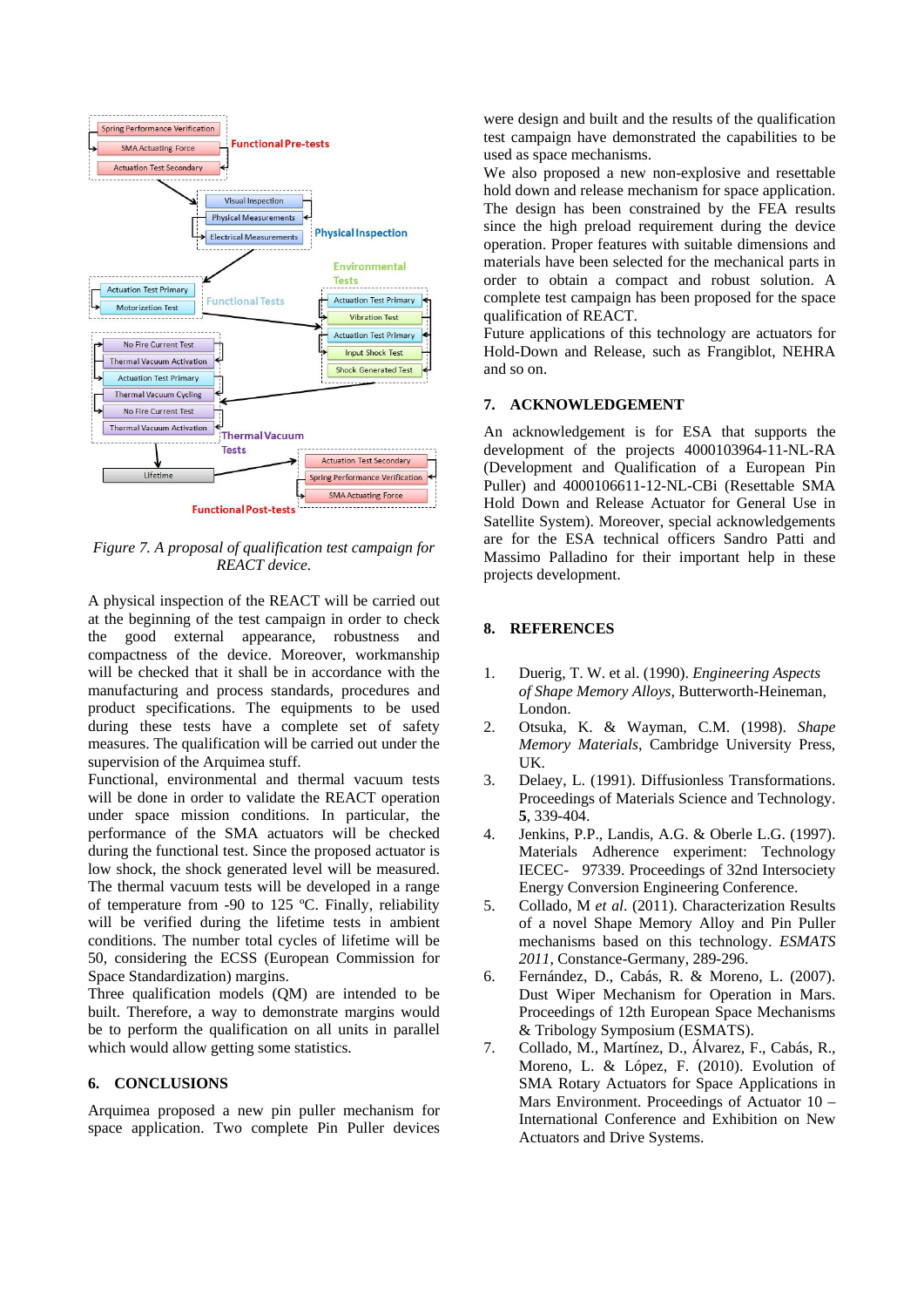Figure 7. A proposal of qualification test campaign for REACT device.

A physical inspection of the REACT will be carried out at the beginning of the test campaign in order to check the good external appearance, robustness and compactness of the device. Moreover, workmanship will be checked that it shall be in accordance with the manufacturing and process standards, procedures and product specifications. The equipments to be used during these tests have a complete set of safety measures. The qualification will be carried out under the supervision of the Arquimea quality.

Functional, environmental and thermal vacuum tests will be done in order to validate the REACT operation under space mission conditions. In particular, the performance of the SMA actuators will be checked during the functional test. Since the proposed actuator is low shock, the shock generated level will be measured. The thermal vacuum tests will be developed in a range of temperature from -90 to 125 ºC. Finally, reliability will be verified during the lifetime tests in ambient conditions. The number total cycles of lifetime will be 50, considering the ECSS (European Commission for Space Standardization) margins.

Three qualification models (QM) are intended to be built. Therefore, a way to demonstrate margins would be to perform the qualification on all units in parallel which would allow getting some statistics.

## 6. CONCLUSIONS

Arquimea proposed a new pin puller mechanism for space application. Two complete Pin Puller devices were design and built and the results of the qualification test campaign have demonstrated the capabilities to be used as space mechanisms.

We also proposed a new non-explosive and resettable hold down and release mechanism for space application. The design has been constrained by the FEA results since the high preload requirement during the device operation. Proper features with suitable dimensions and materials have been selected for the mechanical parts in order to obtain a compact and robust solution. A complete test campaign has been proposed for the space qualification of REACT.

Future applications of this technology are actuators for Hold-Down and Release, such as Frangiblot, NEHRA and so on.

## 7. ACKNOWLEDGEMENT

An acknowledgement is for ESA that supports the development of the projects 4000103964-11-NL-RA (Development and Qualification of a European Pin Puller) and 4000106611-12-NL-CBi (Resettable SMA Hold Down and Release Actuator for General Use in Satellite System). Moreover, special acknowledgements are for the ESA technical officers Sandro Patti and Massimo Palladino for their important help in these projects development.

## 8. REFERENCES

1. Duerig, T. W. et al. (1990). *Engineering Aspects of Shape Memory Alloys*, Butterworth-Heineman, London.
2. Otsuka, K. & Wayman, C.M. (1998). *Shape Memory Materials*, Cambridge University Press, UK.
3. Delaey, L. (1991). Diffusionless Transformations. Proceedings of Materials Science and Technology. **5**, 339-404.
4. Jenkins, P.P., Landis, A.G. & Oberle L.G. (1997). Materials Adherence experiment: Technology IECEC- 97339. Proceedings of 32nd Intersociety Energy Conversion Engineering Conference.
5. Collado, M *et al.* (2011). Characterization Results of a novel Shape Memory Alloy and Pin Puller mechanisms based on this technology. *ESMATS 2011*, Constance-Germany, 289-296.
6. Fernández, D., Cabás, R. & Moreno, L. (2007). Dust Wiper Mechanism for Operation in Mars. Proceedings of 12th European Space Mechanisms & Tribology Symposium (ESMATS).
7. Collado, M., Martínez, D., Álvarez, F., Cabás, R., Moreno, L. & López, F. (2010). Evolution of SMA Rotary Actuators for Space Applications in Mars Environment. Proceedings of Actuator 10 – International Conference and Exhibition on New Actuators and Drive Systems.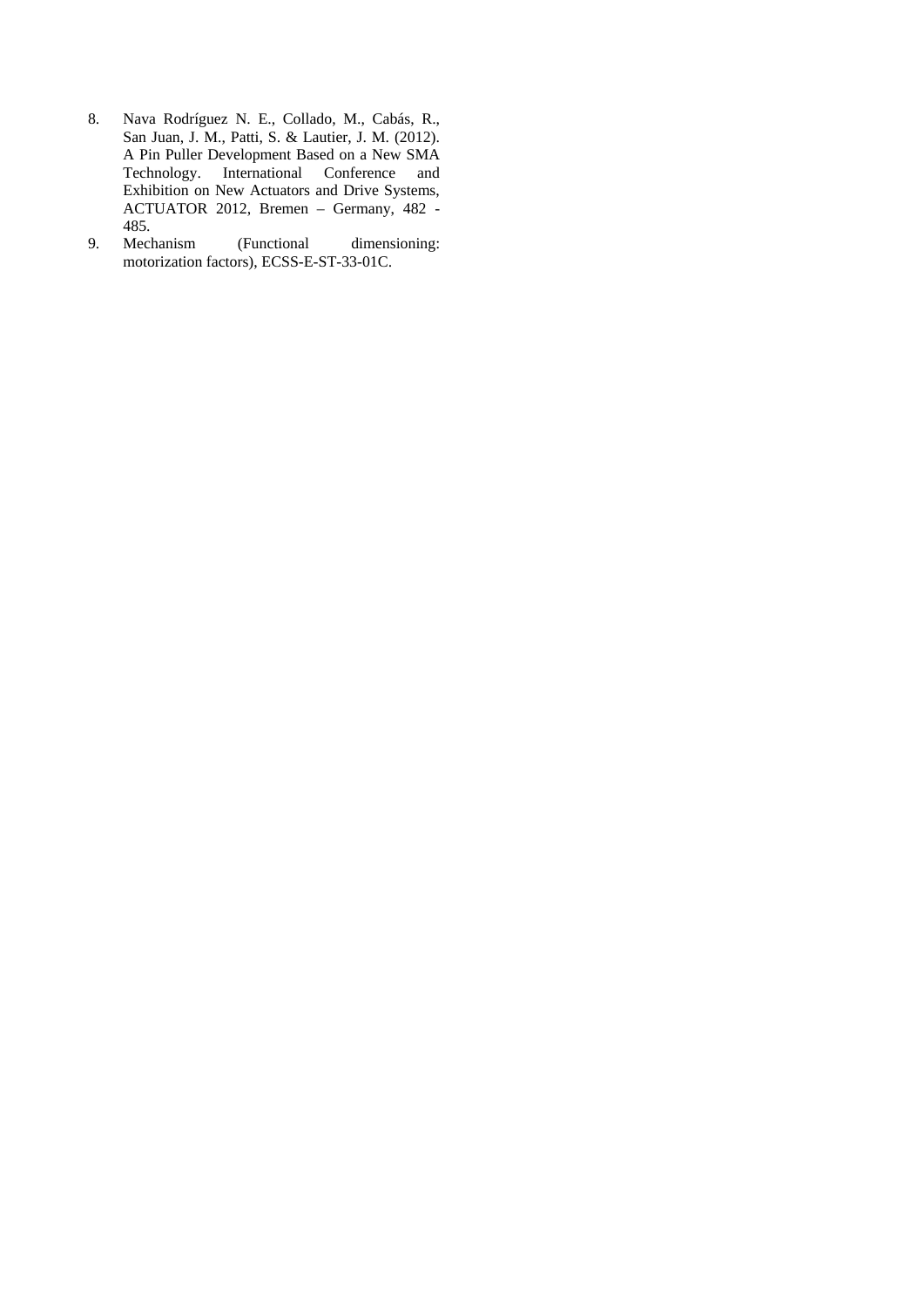8. Nava Rodríguez N. E., Collado, M., Cabás, R., San Juan, J. M., Patti, S. & Lautier, J. M. (2012). A Pin Puller Development Based on a New SMA Technology. International Conference and Exhibition on New Actuators and Drive Systems, ACTUATOR 2012, Bremen – Germany, 482 - 485.
9. Mechanism (Functional dimensioning: motorization factors), ECSS-E-ST-33-01C.